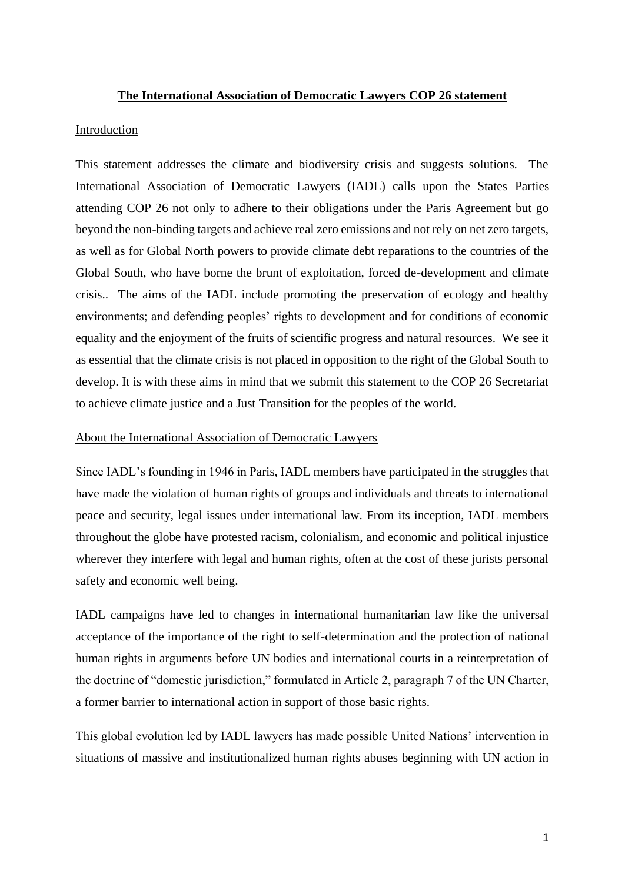**The International Association of Democratic Lawyers COP 26 statement**

Introduction

This statement addresses the climate and biodiversity crisis and suggests solutions. The International Association of Democratic Lawyers (IADL) calls upon the States Parties attending COP 26 not only to adhere to their obligations under the Paris Agreement but go beyond the non-binding targets and achieve real zero emissions and not rely on net zero targets, as well as for Global North powers to provide climate debt reparations to the countries of the Global South, who have borne the brunt of exploitation, forced de-development and climate crisis.. The aims of the IADL include promoting the preservation of ecology and healthy environments; and defending peoples' rights to development and for conditions of economic equality and the enjoyment of the fruits of scientific progress and natural resources. We see it as essential that the climate crisis is not placed in opposition to the right of the Global South to develop. It is with these aims in mind that we submit this statement to the COP 26 Secretariat to achieve climate justice and a Just Transition for the peoples of the world.

About the International Association of Democratic Lawyers

Since IADL's founding in 1946 in Paris, IADL members have participated in the struggles that have made the violation of human rights of groups and individuals and threats to international peace and security, legal issues under international law. From its inception, IADL members throughout the globe have protested racism, colonialism, and economic and political injustice wherever they interfere with legal and human rights, often at the cost of these jurists personal safety and economic well being.

IADL campaigns have led to changes in international humanitarian law like the universal acceptance of the importance of the right to self-determination and the protection of national human rights in arguments before UN bodies and international courts in a reinterpretation of the doctrine of "domestic jurisdiction," formulated in Article 2, paragraph 7 of the UN Charter, a former barrier to international action in support of those basic rights.

This global evolution led by IADL lawyers has made possible United Nations' intervention in situations of massive and institutionalized human rights abuses beginning with UN action in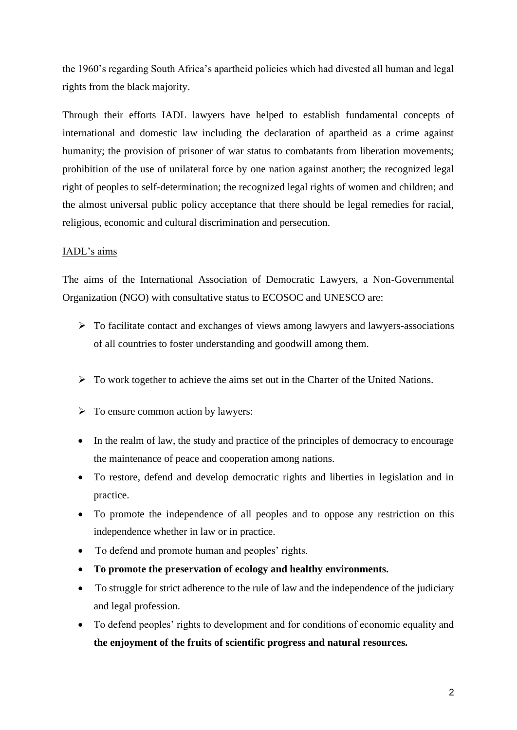the 1960's regarding South Africa's apartheid policies which had divested all human and legal rights from the black majority.

Through their efforts IADL lawyers have helped to establish fundamental concepts of international and domestic law including the declaration of apartheid as a crime against humanity; the provision of prisoner of war status to combatants from liberation movements; prohibition of the use of unilateral force by one nation against another; the recognized legal right of peoples to self-determination; the recognized legal rights of women and children; and the almost universal public policy acceptance that there should be legal remedies for racial, religious, economic and cultural discrimination and persecution.

IADL's aims

The aims of the International Association of Democratic Lawyers, a Non-Governmental Organization (NGO) with consultative status to ECOSOC and UNESCO are:

- To facilitate contact and exchanges of views among lawyers and lawyers-associations of all countries to foster understanding and goodwill among them.

- To work together to achieve the aims set out in the Charter of the United Nations.

- To ensure common action by lawyers:

- In the realm of law, the study and practice of the principles of democracy to encourage the maintenance of peace and cooperation among nations.
- To restore, defend and develop democratic rights and liberties in legislation and in practice.
- To promote the independence of all peoples and to oppose any restriction on this independence whether in law or in practice.
- To defend and promote human and peoples' rights.
- **To promote the preservation of ecology and healthy environments.**
- To struggle for strict adherence to the rule of law and the independence of the judiciary and legal profession.
- To defend peoples' rights to development and for conditions of economic equality and **the enjoyment of the fruits of scientific progress and natural resources.**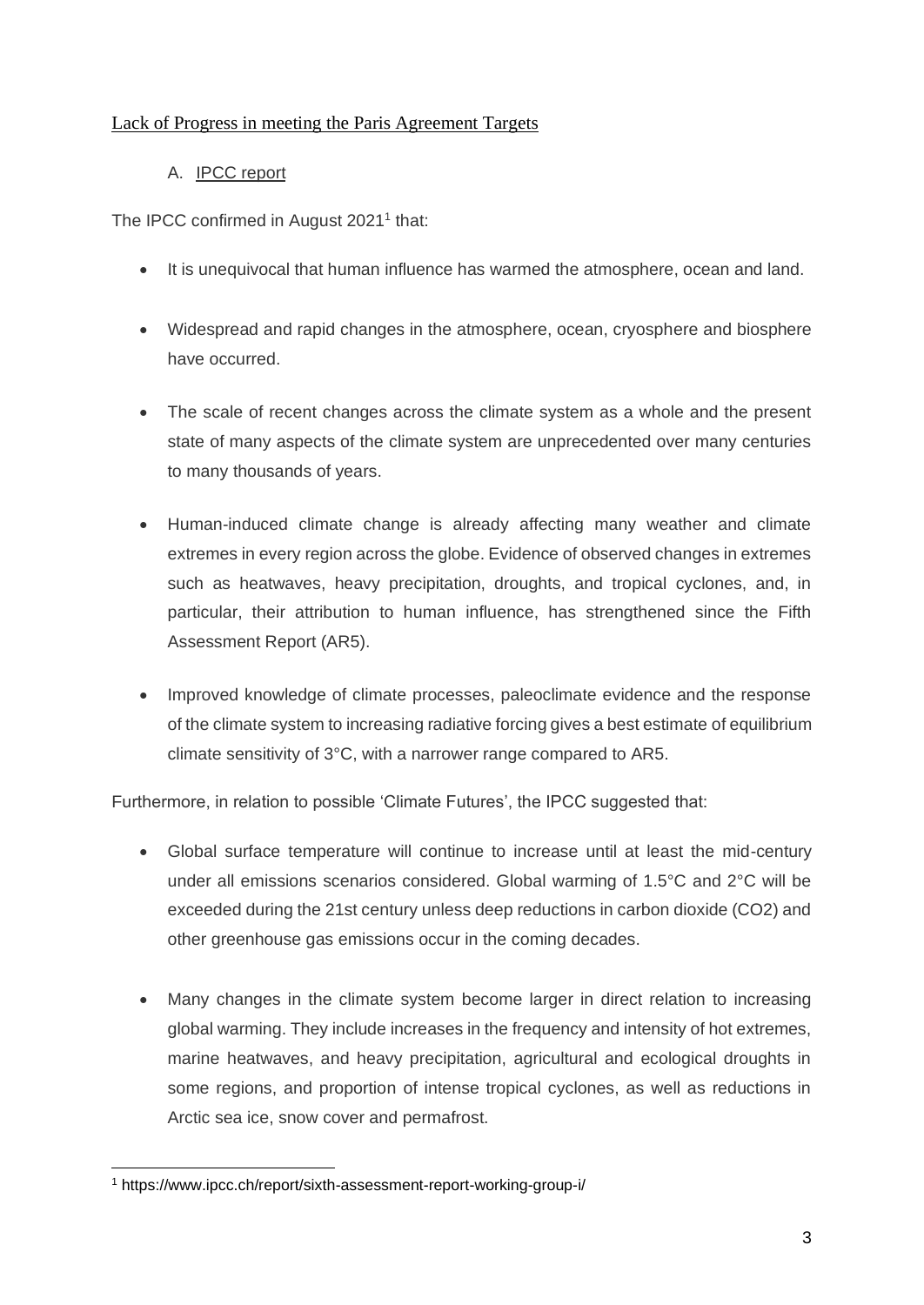## Lack of Progress in meeting the Paris Agreement Targets

### A. IPCC report

The IPCC confirmed in August 2021[1] that:

- It is unequivocal that human influence has warmed the atmosphere, ocean and land.
- Widespread and rapid changes in the atmosphere, ocean, cryosphere and biosphere have occurred.
- The scale of recent changes across the climate system as a whole and the present state of many aspects of the climate system are unprecedented over many centuries to many thousands of years.
- Human-induced climate change is already affecting many weather and climate extremes in every region across the globe. Evidence of observed changes in extremes such as heatwaves, heavy precipitation, droughts, and tropical cyclones, and, in particular, their attribution to human influence, has strengthened since the Fifth Assessment Report (AR5).
- Improved knowledge of climate processes, paleoclimate evidence and the response of the climate system to increasing radiative forcing gives a best estimate of equilibrium climate sensitivity of 3°C, with a narrower range compared to AR5.

Furthermore, in relation to possible 'Climate Futures', the IPCC suggested that:

- Global surface temperature will continue to increase until at least the mid-century under all emissions scenarios considered. Global warming of 1.5°C and 2°C will be exceeded during the 21st century unless deep reductions in carbon dioxide ($CO_2$) and other greenhouse gas emissions occur in the coming decades.
- Many changes in the climate system become larger in direct relation to increasing global warming. They include increases in the frequency and intensity of hot extremes, marine heatwaves, and heavy precipitation, agricultural and ecological droughts in some regions, and proportion of intense tropical cyclones, as well as reductions in Arctic sea ice, snow cover and permafrost.

[1] https://www.ipcc.ch/report/sixth-assessment-report-working-group-i/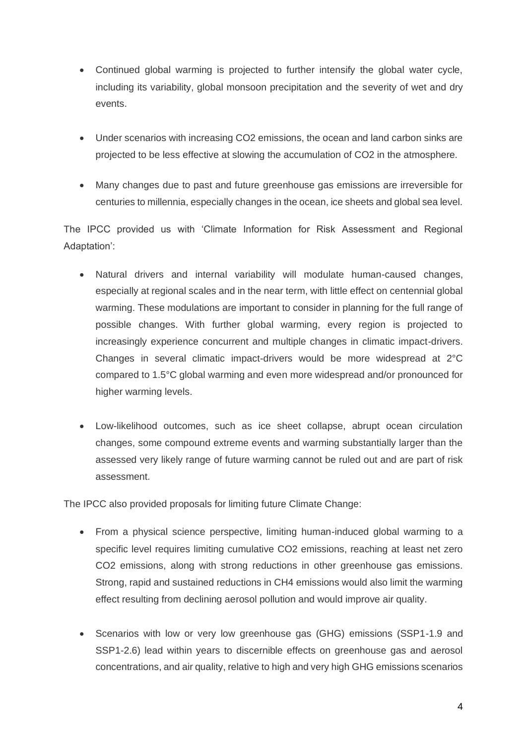- Continued global warming is projected to further intensify the global water cycle, including its variability, global monsoon precipitation and the severity of wet and dry events.

- Under scenarios with increasing $CO_2$ emissions, the ocean and land carbon sinks are projected to be less effective at slowing the accumulation of $CO_2$ in the atmosphere.

- Many changes due to past and future greenhouse gas emissions are irreversible for centuries to millennia, especially changes in the ocean, ice sheets and global sea level.

The IPCC provided us with 'Climate Information for Risk Assessment and Regional Adaptation':

- Natural drivers and internal variability will modulate human-caused changes, especially at regional scales and in the near term, with little effect on centennial global warming. These modulations are important to consider in planning for the full range of possible changes. With further global warming, every region is projected to increasingly experience concurrent and multiple changes in climatic impact-drivers. Changes in several climatic impact-drivers would be more widespread at 2°C compared to 1.5°C global warming and even more widespread and/or pronounced for higher warming levels.

- Low-likelihood outcomes, such as ice sheet collapse, abrupt ocean circulation changes, some compound extreme events and warming substantially larger than the assessed very likely range of future warming cannot be ruled out and are part of risk assessment.

The IPCC also provided proposals for limiting future Climate Change:

- From a physical science perspective, limiting human-induced global warming to a specific level requires limiting cumulative $CO_2$ emissions, reaching at least net zero $CO_2$ emissions, along with strong reductions in other greenhouse gas emissions. Strong, rapid and sustained reductions in $CH_4$ emissions would also limit the warming effect resulting from declining aerosol pollution and would improve air quality.

- Scenarios with low or very low greenhouse gas (GHG) emissions (SSP1-1.9 and SSP1-2.6) lead within years to discernible effects on greenhouse gas and aerosol concentrations, and air quality, relative to high and very high GHG emissions scenarios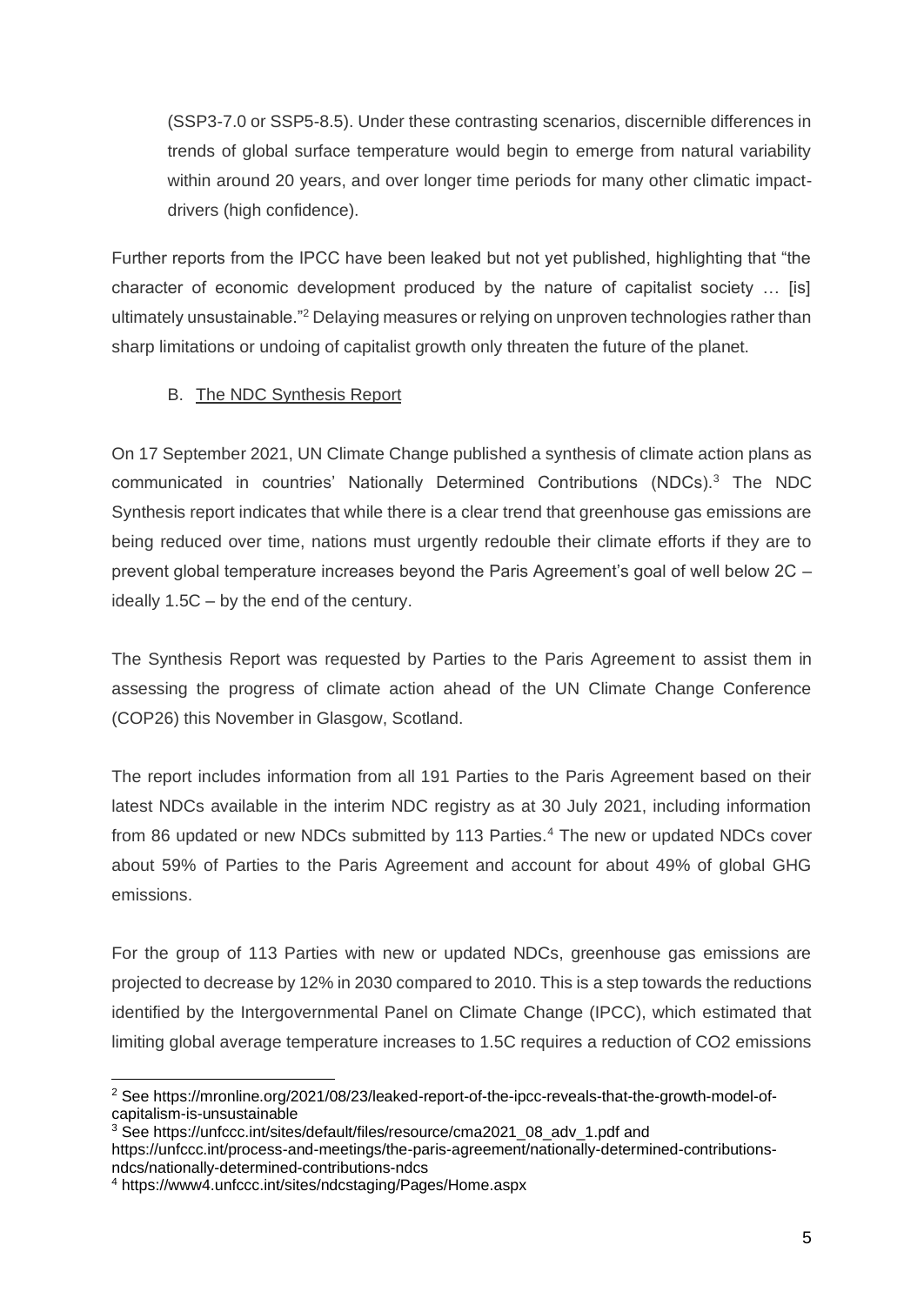(SSP3-7.0 or SSP5-8.5). Under these contrasting scenarios, discernible differences in trends of global surface temperature would begin to emerge from natural variability within around 20 years, and over longer time periods for many other climatic impact-drivers (high confidence).

Further reports from the IPCC have been leaked but not yet published, highlighting that "the character of economic development produced by the nature of capitalist society … [is] ultimately unsustainable."[2] Delaying measures or relying on unproven technologies rather than sharp limitations or undoing of capitalist growth only threaten the future of the planet.

B. The NDC Synthesis Report

On 17 September 2021, UN Climate Change published a synthesis of climate action plans as communicated in countries' Nationally Determined Contributions (NDCs).[3] The NDC Synthesis report indicates that while there is a clear trend that greenhouse gas emissions are being reduced over time, nations must urgently redouble their climate efforts if they are to prevent global temperature increases beyond the Paris Agreement's goal of well below 2C – ideally 1.5C – by the end of the century.

The Synthesis Report was requested by Parties to the Paris Agreement to assist them in assessing the progress of climate action ahead of the UN Climate Change Conference (COP26) this November in Glasgow, Scotland.

The report includes information from all 191 Parties to the Paris Agreement based on their latest NDCs available in the interim NDC registry as at 30 July 2021, including information from 86 updated or new NDCs submitted by 113 Parties.[4] The new or updated NDCs cover about 59% of Parties to the Paris Agreement and account for about 49% of global GHG emissions.

For the group of 113 Parties with new or updated NDCs, greenhouse gas emissions are projected to decrease by 12% in 2030 compared to 2010. This is a step towards the reductions identified by the Intergovernmental Panel on Climate Change (IPCC), which estimated that limiting global average temperature increases to 1.5C requires a reduction of $CO_2$ emissions

---

[2] See https://mronline.org/2021/08/23/leaked-report-of-the-ipcc-reveals-that-the-growth-model-of-capitalism-is-unsustainable

[3] See https://unfccc.int/sites/default/files/resource/cma2021_08_adv_1.pdf and https://unfccc.int/process-and-meetings/the-paris-agreement/nationally-determined-contributions-ndcs/nationally-determined-contributions-ndcs

[4] https://www4.unfccc.int/sites/ndcstaging/Pages/Home.aspx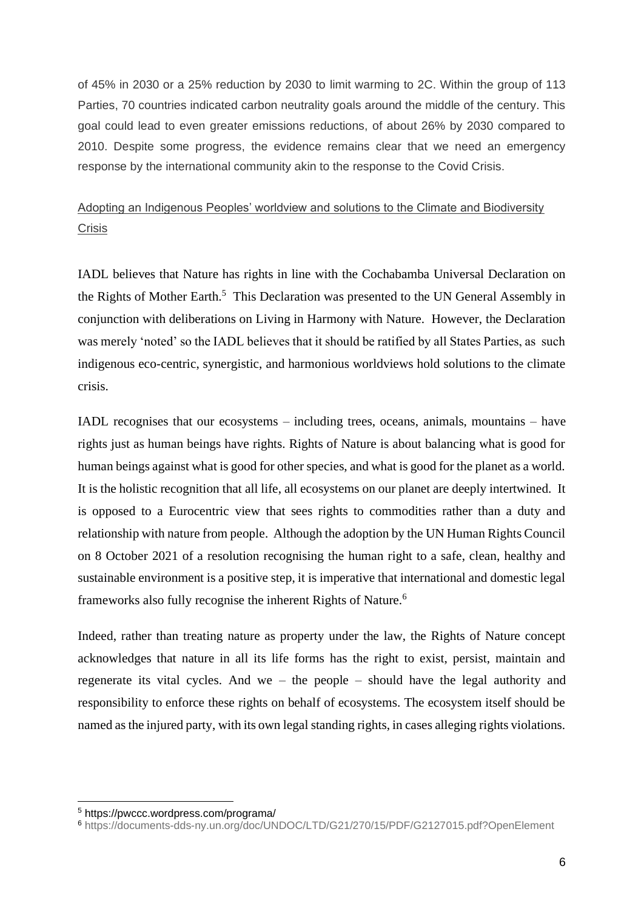of 45% in 2030 or a 25% reduction by 2030 to limit warming to 2C. Within the group of 113 Parties, 70 countries indicated carbon neutrality goals around the middle of the century. This goal could lead to even greater emissions reductions, of about 26% by 2030 compared to 2010. Despite some progress, the evidence remains clear that we need an emergency response by the international community akin to the response to the Covid Crisis.

<u>Adopting an Indigenous Peoples' worldview and solutions to the Climate and Biodiversity Crisis</u>

IADL believes that Nature has rights in line with the Cochabamba Universal Declaration on the Rights of Mother Earth.[5] This Declaration was presented to the UN General Assembly in conjunction with deliberations on Living in Harmony with Nature. However, the Declaration was merely 'noted' so the IADL believes that it should be ratified by all States Parties, as such indigenous eco-centric, synergistic, and harmonious worldviews hold solutions to the climate crisis.

IADL recognises that our ecosystems – including trees, oceans, animals, mountains – have rights just as human beings have rights. Rights of Nature is about balancing what is good for human beings against what is good for other species, and what is good for the planet as a world. It is the holistic recognition that all life, all ecosystems on our planet are deeply intertwined. It is opposed to a Eurocentric view that sees rights to commodities rather than a duty and relationship with nature from people. Although the adoption by the UN Human Rights Council on 8 October 2021 of a resolution recognising the human right to a safe, clean, healthy and sustainable environment is a positive step, it is imperative that international and domestic legal frameworks also fully recognise the inherent Rights of Nature.[6]

Indeed, rather than treating nature as property under the law, the Rights of Nature concept acknowledges that nature in all its life forms has the right to exist, persist, maintain and regenerate its vital cycles. And we – the people – should have the legal authority and responsibility to enforce these rights on behalf of ecosystems. The ecosystem itself should be named as the injured party, with its own legal standing rights, in cases alleging rights violations.

---

[5] https://pwccc.wordpress.com/programa/

[6] https://documents-dds-ny.un.org/doc/UNDOC/LTD/G21/270/15/PDF/G2127015.pdf?OpenElement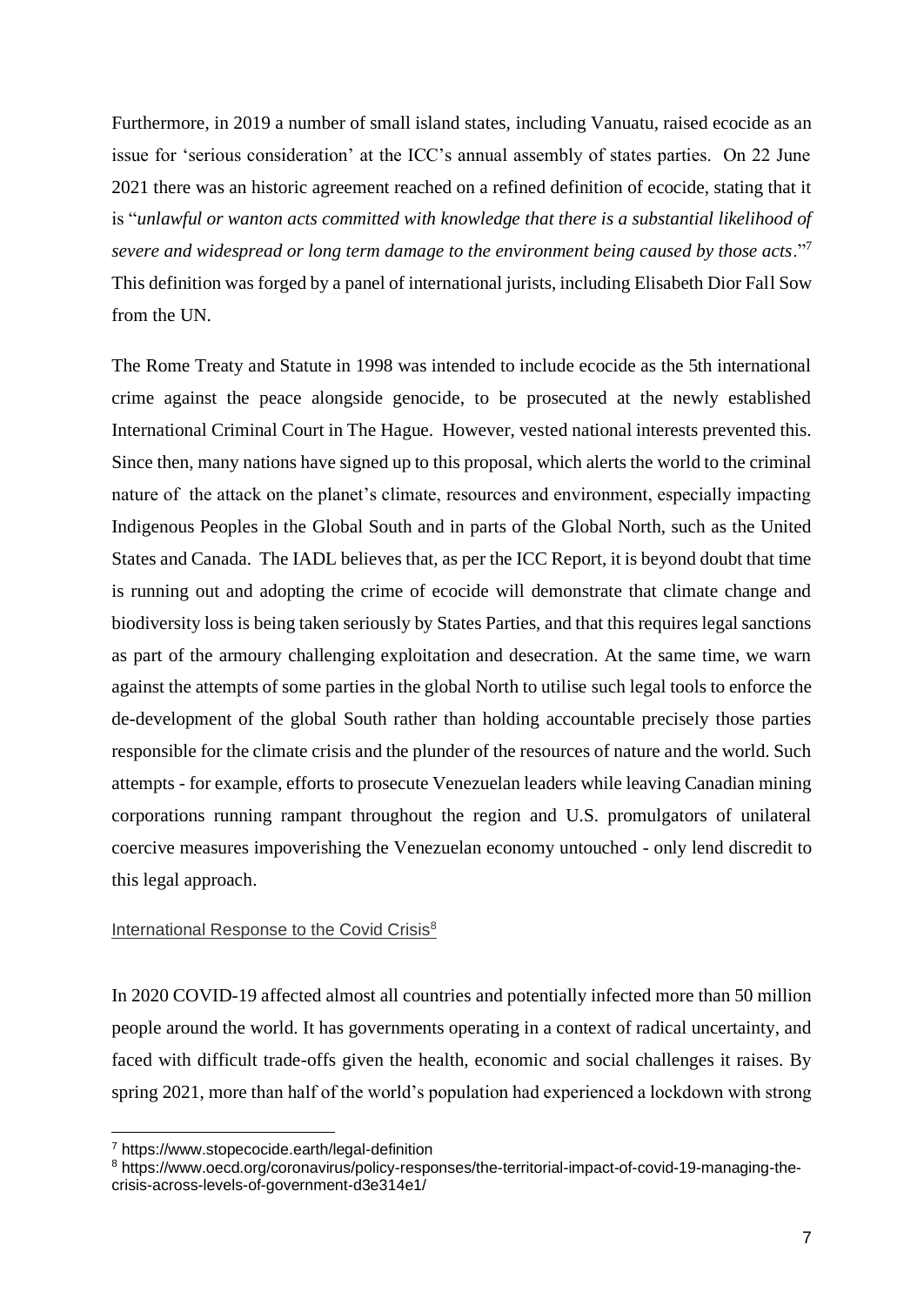Furthermore, in 2019 a number of small island states, including Vanuatu, raised ecocide as an issue for 'serious consideration' at the ICC's annual assembly of states parties. On 22 June 2021 there was an historic agreement reached on a refined definition of ecocide, stating that it is "*unlawful or wanton acts committed with knowledge that there is a substantial likelihood of severe and widespread or long term damage to the environment being caused by those acts*."[7] This definition was forged by a panel of international jurists, including Elisabeth Dior Fall Sow from the UN.

The Rome Treaty and Statute in 1998 was intended to include ecocide as the 5th international crime against the peace alongside genocide, to be prosecuted at the newly established International Criminal Court in The Hague. However, vested national interests prevented this. Since then, many nations have signed up to this proposal, which alerts the world to the criminal nature of the attack on the planet's climate, resources and environment, especially impacting Indigenous Peoples in the Global South and in parts of the Global North, such as the United States and Canada. The IADL believes that, as per the ICC Report, it is beyond doubt that time is running out and adopting the crime of ecocide will demonstrate that climate change and biodiversity loss is being taken seriously by States Parties, and that this requires legal sanctions as part of the armoury challenging exploitation and desecration. At the same time, we warn against the attempts of some parties in the global North to utilise such legal tools to enforce the de-development of the global South rather than holding accountable precisely those parties responsible for the climate crisis and the plunder of the resources of nature and the world. Such attempts - for example, efforts to prosecute Venezuelan leaders while leaving Canadian mining corporations running rampant throughout the region and U.S. promulgators of unilateral coercive measures impoverishing the Venezuelan economy untouched - only lend discredit to this legal approach.

International Response to the Covid Crisis[8]

In 2020 COVID-19 affected almost all countries and potentially infected more than 50 million people around the world. It has governments operating in a context of radical uncertainty, and faced with difficult trade-offs given the health, economic and social challenges it raises. By spring 2021, more than half of the world's population had experienced a lockdown with strong

[7] https://www.stopecocide.earth/legal-definition

[8] https://www.oecd.org/coronavirus/policy-responses/the-territorial-impact-of-covid-19-managing-the-crisis-across-levels-of-government-d3e314e1/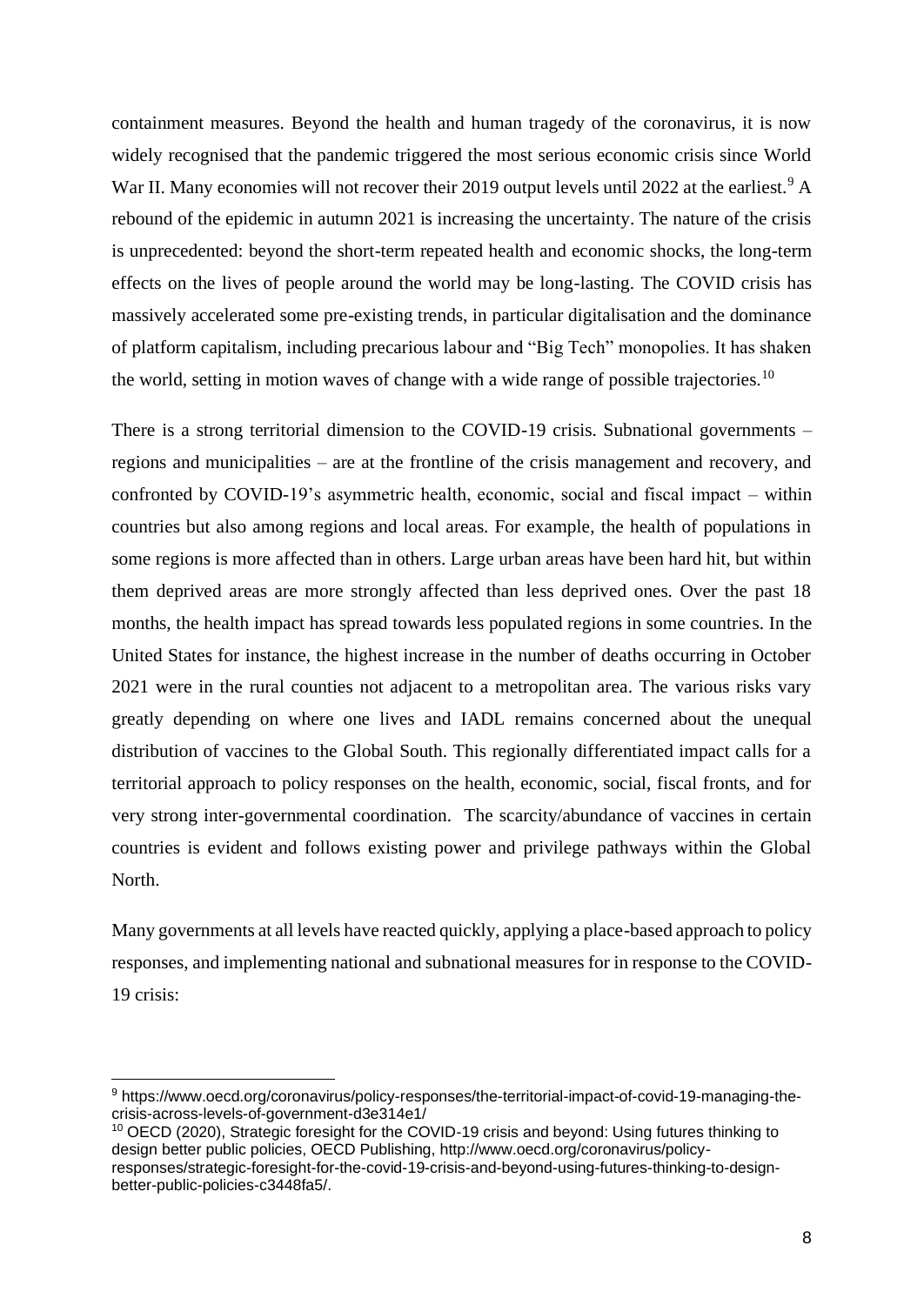containment measures. Beyond the health and human tragedy of the coronavirus, it is now widely recognised that the pandemic triggered the most serious economic crisis since World War II. Many economies will not recover their 2019 output levels until 2022 at the earliest.[9] A rebound of the epidemic in autumn 2021 is increasing the uncertainty. The nature of the crisis is unprecedented: beyond the short-term repeated health and economic shocks, the long-term effects on the lives of people around the world may be long-lasting. The COVID crisis has massively accelerated some pre-existing trends, in particular digitalisation and the dominance of platform capitalism, including precarious labour and "Big Tech" monopolies. It has shaken the world, setting in motion waves of change with a wide range of possible trajectories.[10]

There is a strong territorial dimension to the COVID-19 crisis. Subnational governments – regions and municipalities – are at the frontline of the crisis management and recovery, and confronted by COVID-19's asymmetric health, economic, social and fiscal impact – within countries but also among regions and local areas. For example, the health of populations in some regions is more affected than in others. Large urban areas have been hard hit, but within them deprived areas are more strongly affected than less deprived ones. Over the past 18 months, the health impact has spread towards less populated regions in some countries. In the United States for instance, the highest increase in the number of deaths occurring in October 2021 were in the rural counties not adjacent to a metropolitan area. The various risks vary greatly depending on where one lives and IADL remains concerned about the unequal distribution of vaccines to the Global South. This regionally differentiated impact calls for a territorial approach to policy responses on the health, economic, social, fiscal fronts, and for very strong inter-governmental coordination. The scarcity/abundance of vaccines in certain countries is evident and follows existing power and privilege pathways within the Global North.

Many governments at all levels have reacted quickly, applying a place-based approach to policy responses, and implementing national and subnational measures for in response to the COVID-19 crisis:

---

[9] https://www.oecd.org/coronavirus/policy-responses/the-territorial-impact-of-covid-19-managing-the-crisis-across-levels-of-government-d3e314e1/

[10] OECD (2020), Strategic foresight for the COVID-19 crisis and beyond: Using futures thinking to design better public policies, OECD Publishing, http://www.oecd.org/coronavirus/policy-responses/strategic-foresight-for-the-covid-19-crisis-and-beyond-using-futures-thinking-to-design-better-public-policies-c3448fa5/.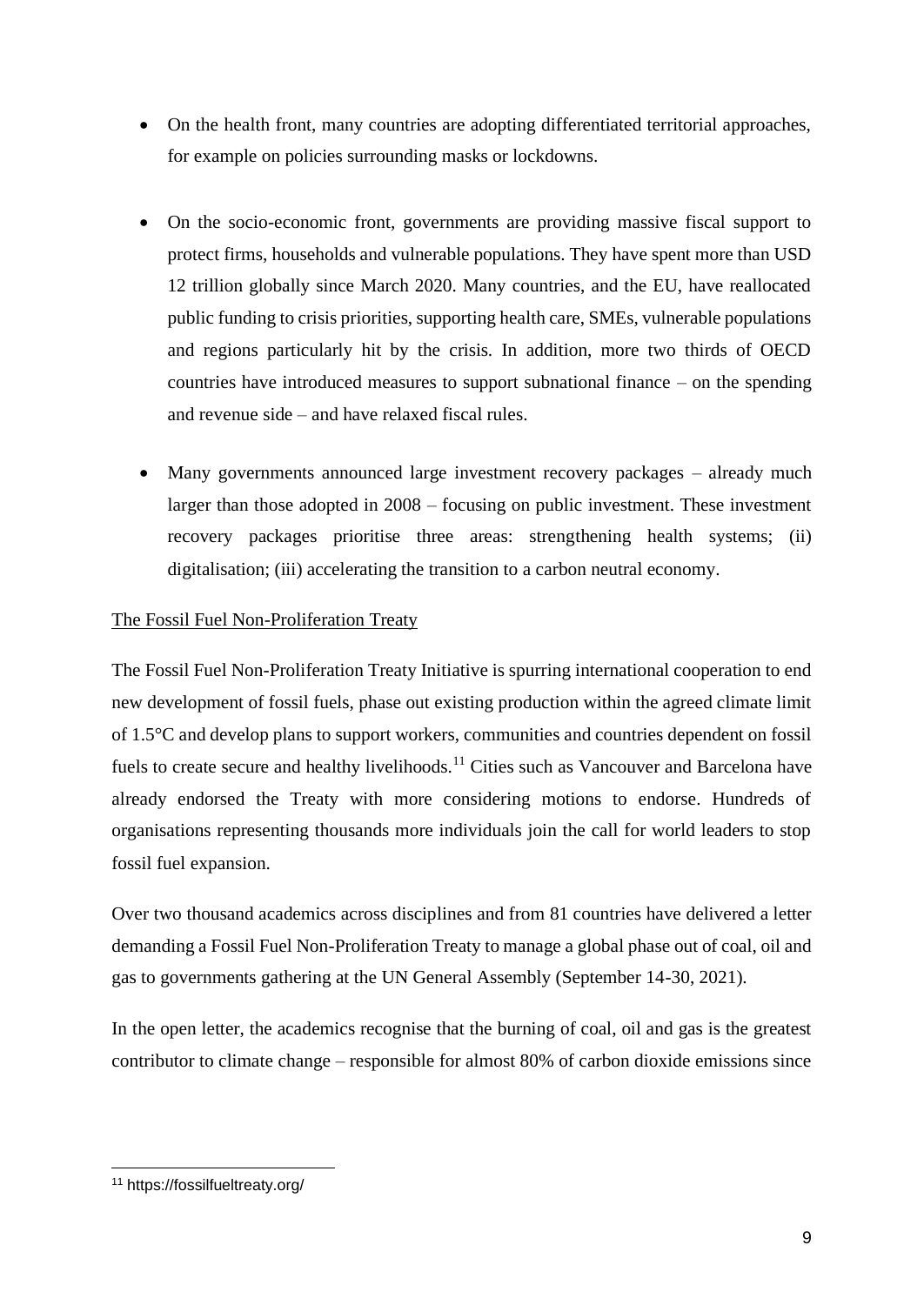- On the health front, many countries are adopting differentiated territorial approaches, for example on policies surrounding masks or lockdowns.

- On the socio-economic front, governments are providing massive fiscal support to protect firms, households and vulnerable populations. They have spent more than USD 12 trillion globally since March 2020. Many countries, and the EU, have reallocated public funding to crisis priorities, supporting health care, SMEs, vulnerable populations and regions particularly hit by the crisis. In addition, more two thirds of OECD countries have introduced measures to support subnational finance – on the spending and revenue side – and have relaxed fiscal rules.

- Many governments announced large investment recovery packages – already much larger than those adopted in 2008 – focusing on public investment. These investment recovery packages prioritise three areas: strengthening health systems; (ii) digitalisation; (iii) accelerating the transition to a carbon neutral economy.

<u>The Fossil Fuel Non-Proliferation Treaty</u>

The Fossil Fuel Non-Proliferation Treaty Initiative is spurring international cooperation to end new development of fossil fuels, phase out existing production within the agreed climate limit of 1.5°C and develop plans to support workers, communities and countries dependent on fossil fuels to create secure and healthy livelihoods.[11] Cities such as Vancouver and Barcelona have already endorsed the Treaty with more considering motions to endorse. Hundreds of organisations representing thousands more individuals join the call for world leaders to stop fossil fuel expansion.

Over two thousand academics across disciplines and from 81 countries have delivered a letter demanding a Fossil Fuel Non-Proliferation Treaty to manage a global phase out of coal, oil and gas to governments gathering at the UN General Assembly (September 14-30, 2021).

In the open letter, the academics recognise that the burning of coal, oil and gas is the greatest contributor to climate change – responsible for almost 80% of carbon dioxide emissions since

[11] https://fossilfueltreaty.org/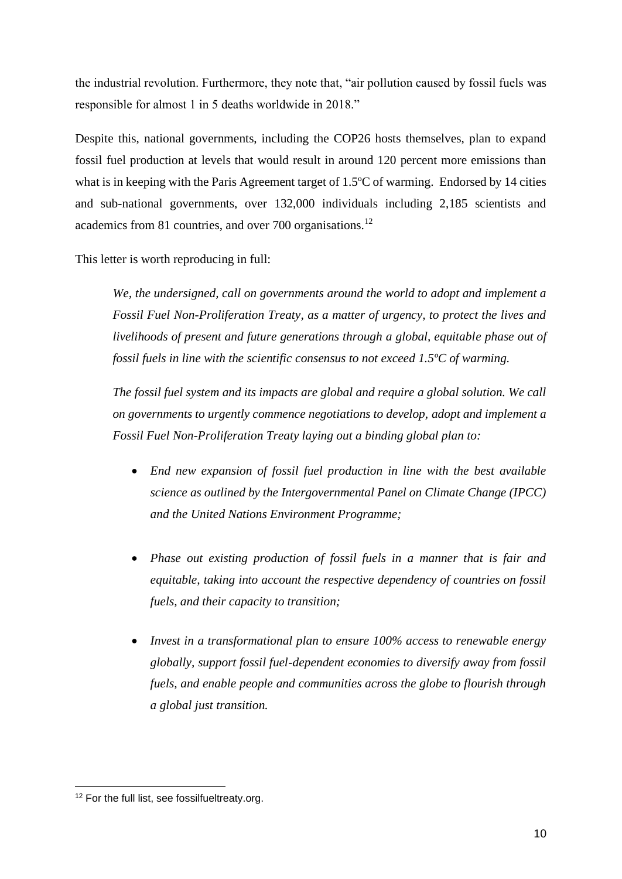the industrial revolution. Furthermore, they note that, "air pollution caused by fossil fuels was responsible for almost 1 in 5 deaths worldwide in 2018."

Despite this, national governments, including the COP26 hosts themselves, plan to expand fossil fuel production at levels that would result in around 120 percent more emissions than what is in keeping with the Paris Agreement target of 1.5ºC of warming. Endorsed by 14 cities and sub-national governments, over 132,000 individuals including 2,185 scientists and academics from 81 countries, and over 700 organisations.[12]

This letter is worth reproducing in full:

> *We, the undersigned, call on governments around the world to adopt and implement a Fossil Fuel Non-Proliferation Treaty, as a matter of urgency, to protect the lives and livelihoods of present and future generations through a global, equitable phase out of fossil fuels in line with the scientific consensus to not exceed 1.5ºC of warming.*
>
> *The fossil fuel system and its impacts are global and require a global solution. We call on governments to urgently commence negotiations to develop, adopt and implement a Fossil Fuel Non-Proliferation Treaty laying out a binding global plan to:*
>
> - *End new expansion of fossil fuel production in line with the best available science as outlined by the Intergovernmental Panel on Climate Change (IPCC) and the United Nations Environment Programme;*
> - *Phase out existing production of fossil fuels in a manner that is fair and equitable, taking into account the respective dependency of countries on fossil fuels, and their capacity to transition;*
> - *Invest in a transformational plan to ensure 100% access to renewable energy globally, support fossil fuel-dependent economies to diversify away from fossil fuels, and enable people and communities across the globe to flourish through a global just transition.*

[12] For the full list, see fossilfueltreaty.org.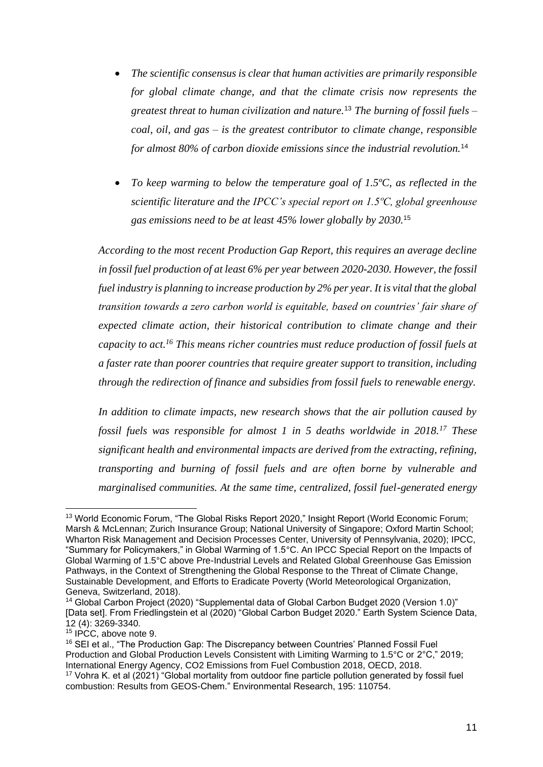- *The scientific consensus is clear that human activities are primarily responsible for global climate change, and that the climate crisis now represents the greatest threat to human civilization and nature.*[13] *The burning of fossil fuels – coal, oil, and gas – is the greatest contributor to climate change, responsible for almost 80% of carbon dioxide emissions since the industrial revolution.*[14]

- *To keep warming to below the temperature goal of 1.5ºC, as reflected in the scientific literature and the IPCC's special report on 1.5ºC, global greenhouse gas emissions need to be at least 45% lower globally by 2030.*[15]

*According to the most recent Production Gap Report, this requires an average decline in fossil fuel production of at least 6% per year between 2020-2030. However, the fossil fuel industry is planning to increase production by 2% per year. It is vital that the global transition towards a zero carbon world is equitable, based on countries' fair share of expected climate action, their historical contribution to climate change and their capacity to act.*[16] *This means richer countries must reduce production of fossil fuels at a faster rate than poorer countries that require greater support to transition, including through the redirection of finance and subsidies from fossil fuels to renewable energy.*

*In addition to climate impacts, new research shows that the air pollution caused by fossil fuels was responsible for almost 1 in 5 deaths worldwide in 2018.*[17] *These significant health and environmental impacts are derived from the extracting, refining, transporting and burning of fossil fuels and are often borne by vulnerable and marginalised communities. At the same time, centralized, fossil fuel-generated energy*

---

[13] World Economic Forum, "The Global Risks Report 2020," Insight Report (World Economic Forum; Marsh & McLennan; Zurich Insurance Group; National University of Singapore; Oxford Martin School; Wharton Risk Management and Decision Processes Center, University of Pennsylvania, 2020); IPCC, "Summary for Policymakers," in Global Warming of 1.5°C. An IPCC Special Report on the Impacts of Global Warming of 1.5°C above Pre-Industrial Levels and Related Global Greenhouse Gas Emission Pathways, in the Context of Strengthening the Global Response to the Threat of Climate Change, Sustainable Development, and Efforts to Eradicate Poverty (World Meteorological Organization, Geneva, Switzerland, 2018).

[14] Global Carbon Project (2020) "Supplemental data of Global Carbon Budget 2020 (Version 1.0)" [Data set]. From Friedlingstein et al (2020) "Global Carbon Budget 2020." Earth System Science Data, 12 (4): 3269-3340.

[15] IPCC, above note 9.

[16] SEI et al., "The Production Gap: The Discrepancy between Countries' Planned Fossil Fuel Production and Global Production Levels Consistent with Limiting Warming to 1.5°C or 2°C," 2019; International Energy Agency, CO2 Emissions from Fuel Combustion 2018, OECD, 2018.

[17] Vohra K. et al (2021) "Global mortality from outdoor fine particle pollution generated by fossil fuel combustion: Results from GEOS-Chem." Environmental Research, 195: 110754.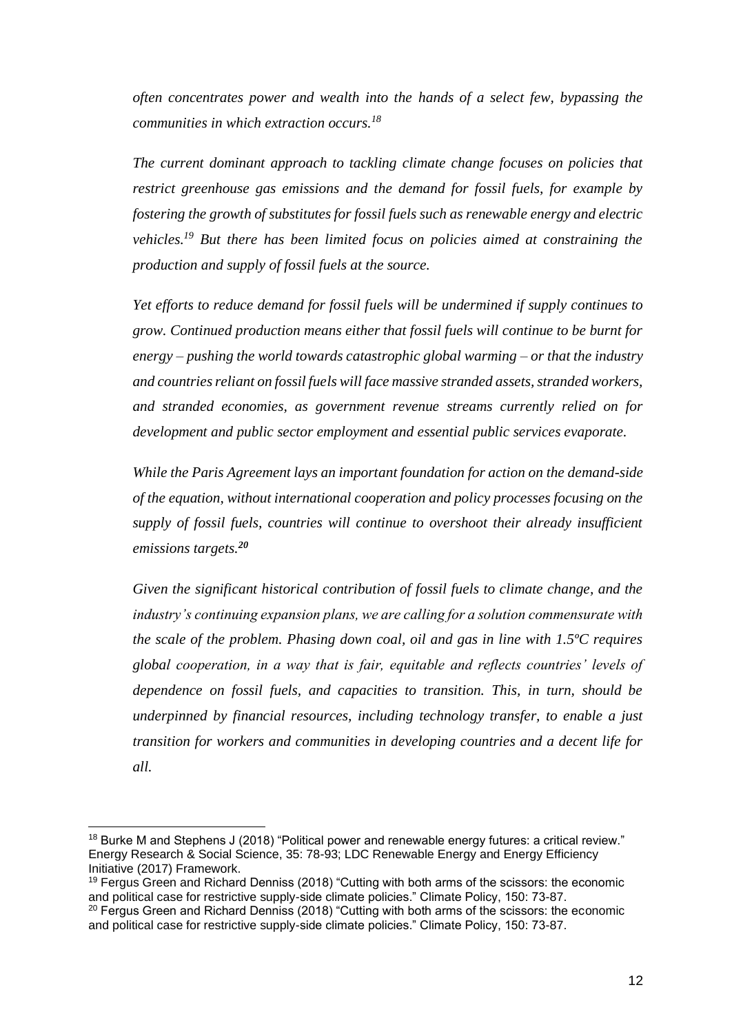*often concentrates power and wealth into the hands of a select few, bypassing the communities in which extraction occurs.*[18]

*The current dominant approach to tackling climate change focuses on policies that restrict greenhouse gas emissions and the demand for fossil fuels, for example by fostering the growth of substitutes for fossil fuels such as renewable energy and electric vehicles.*[19] *But there has been limited focus on policies aimed at constraining the production and supply of fossil fuels at the source.*

*Yet efforts to reduce demand for fossil fuels will be undermined if supply continues to grow. Continued production means either that fossil fuels will continue to be burnt for energy – pushing the world towards catastrophic global warming – or that the industry and countries reliant on fossil fuels will face massive stranded assets, stranded workers, and stranded economies, as government revenue streams currently relied on for development and public sector employment and essential public services evaporate.*

*While the Paris Agreement lays an important foundation for action on the demand-side of the equation, without international cooperation and policy processes focusing on the supply of fossil fuels, countries will continue to overshoot their already insufficient emissions targets.*[20]

*Given the significant historical contribution of fossil fuels to climate change, and the industry's continuing expansion plans, we are calling for a solution commensurate with the scale of the problem. Phasing down coal, oil and gas in line with 1.5ºC requires global cooperation, in a way that is fair, equitable and reflects countries' levels of dependence on fossil fuels, and capacities to transition. This, in turn, should be underpinned by financial resources, including technology transfer, to enable a just transition for workers and communities in developing countries and a decent life for all.*

---

[18] Burke M and Stephens J (2018) "Political power and renewable energy futures: a critical review." Energy Research & Social Science, 35: 78-93; LDC Renewable Energy and Energy Efficiency Initiative (2017) Framework.

[19] Fergus Green and Richard Denniss (2018) "Cutting with both arms of the scissors: the economic and political case for restrictive supply-side climate policies." Climate Policy, 150: 73-87.

[20] Fergus Green and Richard Denniss (2018) "Cutting with both arms of the scissors: the economic and political case for restrictive supply-side climate policies." Climate Policy, 150: 73-87.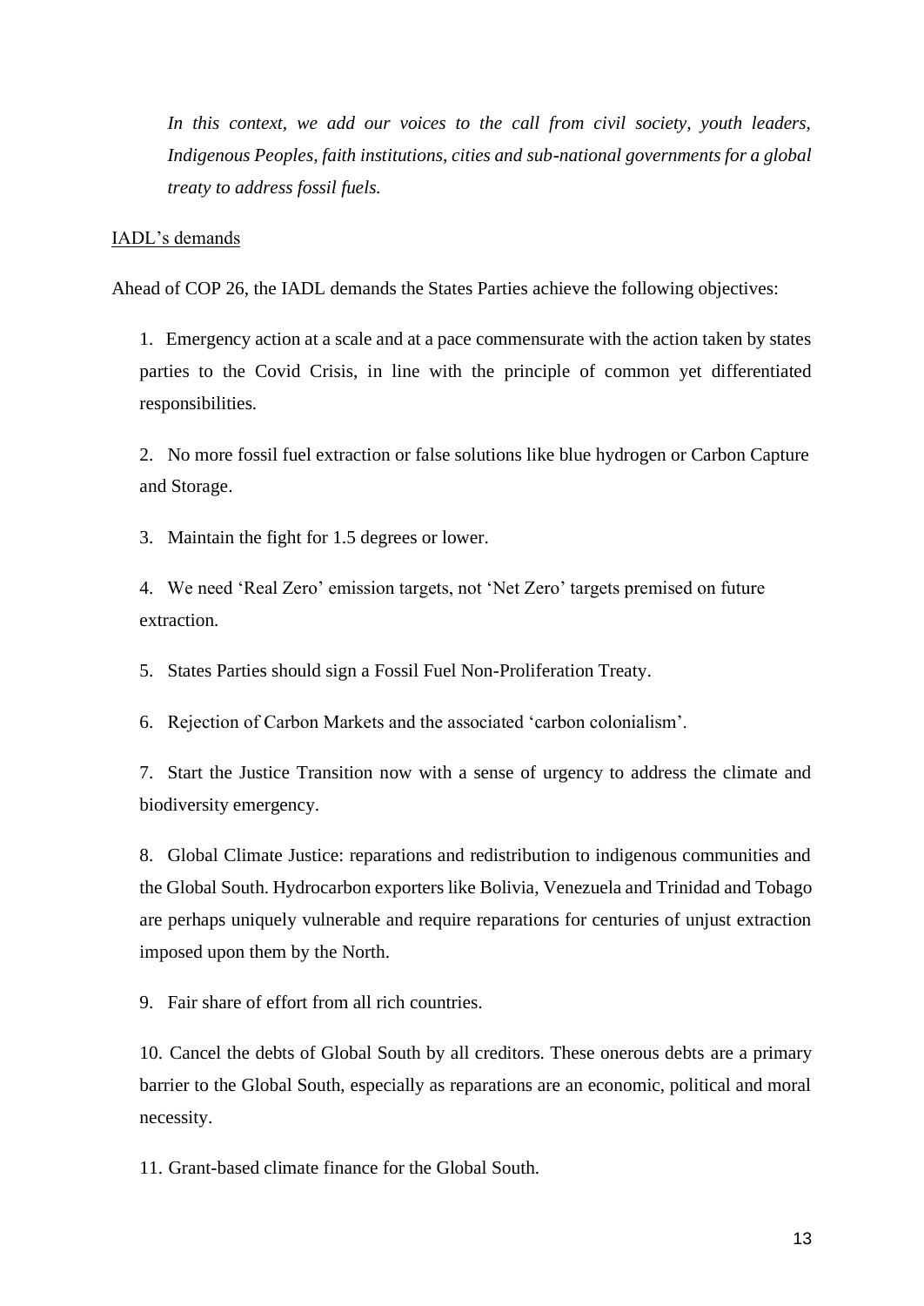*In this context, we add our voices to the call from civil society, youth leaders, Indigenous Peoples, faith institutions, cities and sub-national governments for a global treaty to address fossil fuels.*

<u>IADL's demands</u>

Ahead of COP 26, the IADL demands the States Parties achieve the following objectives:

1. Emergency action at a scale and at a pace commensurate with the action taken by states parties to the Covid Crisis, in line with the principle of common yet differentiated responsibilities.

2. No more fossil fuel extraction or false solutions like blue hydrogen or Carbon Capture and Storage.

3. Maintain the fight for 1.5 degrees or lower.

4. We need 'Real Zero' emission targets, not 'Net Zero' targets premised on future extraction.

5. States Parties should sign a Fossil Fuel Non-Proliferation Treaty.

6. Rejection of Carbon Markets and the associated 'carbon colonialism'.

7. Start the Justice Transition now with a sense of urgency to address the climate and biodiversity emergency.

8. Global Climate Justice: reparations and redistribution to indigenous communities and the Global South. Hydrocarbon exporters like Bolivia, Venezuela and Trinidad and Tobago are perhaps uniquely vulnerable and require reparations for centuries of unjust extraction imposed upon them by the North.

9. Fair share of effort from all rich countries.

10. Cancel the debts of Global South by all creditors. These onerous debts are a primary barrier to the Global South, especially as reparations are an economic, political and moral necessity.

11. Grant-based climate finance for the Global South.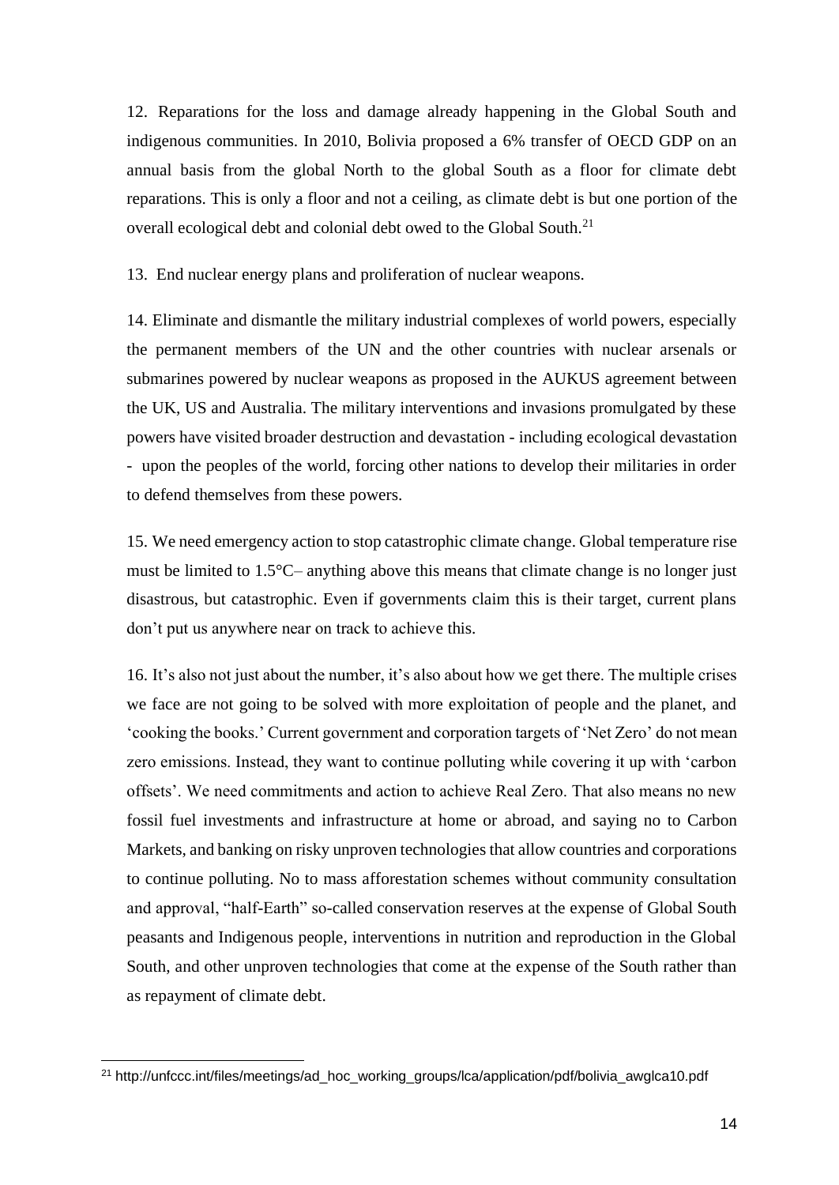12. Reparations for the loss and damage already happening in the Global South and indigenous communities. In 2010, Bolivia proposed a 6% transfer of OECD GDP on an annual basis from the global North to the global South as a floor for climate debt reparations. This is only a floor and not a ceiling, as climate debt is but one portion of the overall ecological debt and colonial debt owed to the Global South.[21]

13. End nuclear energy plans and proliferation of nuclear weapons.

14. Eliminate and dismantle the military industrial complexes of world powers, especially the permanent members of the UN and the other countries with nuclear arsenals or submarines powered by nuclear weapons as proposed in the AUKUS agreement between the UK, US and Australia. The military interventions and invasions promulgated by these powers have visited broader destruction and devastation - including ecological devastation - upon the peoples of the world, forcing other nations to develop their militaries in order to defend themselves from these powers.

15. We need emergency action to stop catastrophic climate change. Global temperature rise must be limited to 1.5°C– anything above this means that climate change is no longer just disastrous, but catastrophic. Even if governments claim this is their target, current plans don't put us anywhere near on track to achieve this.

16. It's also not just about the number, it's also about how we get there. The multiple crises we face are not going to be solved with more exploitation of people and the planet, and 'cooking the books.' Current government and corporation targets of 'Net Zero' do not mean zero emissions. Instead, they want to continue polluting while covering it up with 'carbon offsets'. We need commitments and action to achieve Real Zero. That also means no new fossil fuel investments and infrastructure at home or abroad, and saying no to Carbon Markets, and banking on risky unproven technologies that allow countries and corporations to continue polluting. No to mass afforestation schemes without community consultation and approval, "half-Earth" so-called conservation reserves at the expense of Global South peasants and Indigenous people, interventions in nutrition and reproduction in the Global South, and other unproven technologies that come at the expense of the South rather than as repayment of climate debt.

[21] http://unfccc.int/files/meetings/ad_hoc_working_groups/lca/application/pdf/bolivia_awglca10.pdf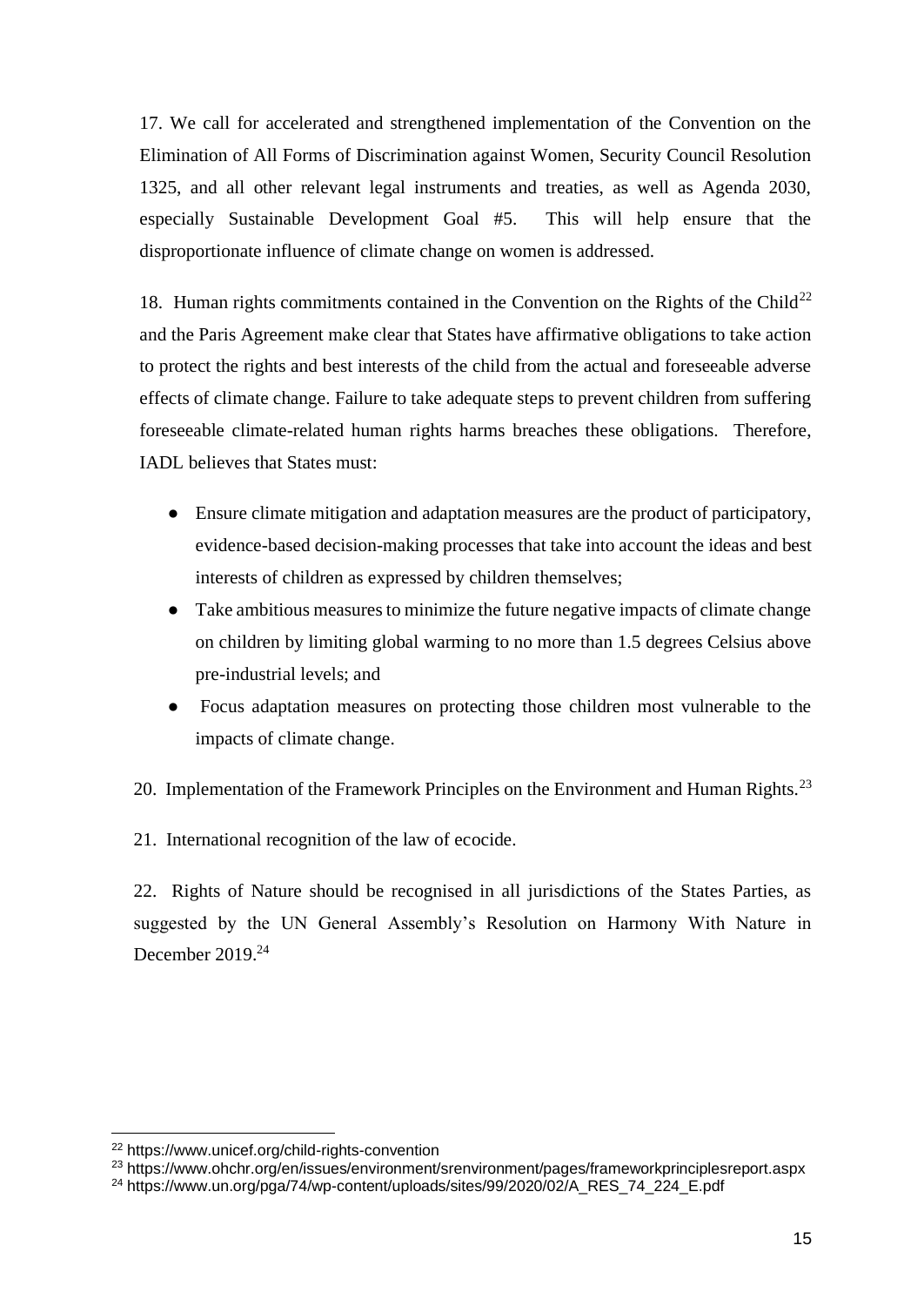17. We call for accelerated and strengthened implementation of the Convention on the Elimination of All Forms of Discrimination against Women, Security Council Resolution 1325, and all other relevant legal instruments and treaties, as well as Agenda 2030, especially Sustainable Development Goal #5. This will help ensure that the disproportionate influence of climate change on women is addressed.

18. Human rights commitments contained in the Convention on the Rights of the Child[22] and the Paris Agreement make clear that States have affirmative obligations to take action to protect the rights and best interests of the child from the actual and foreseeable adverse effects of climate change. Failure to take adequate steps to prevent children from suffering foreseeable climate-related human rights harms breaches these obligations. Therefore, IADL believes that States must:

- Ensure climate mitigation and adaptation measures are the product of participatory, evidence-based decision-making processes that take into account the ideas and best interests of children as expressed by children themselves;
- Take ambitious measures to minimize the future negative impacts of climate change on children by limiting global warming to no more than 1.5 degrees Celsius above pre-industrial levels; and
- Focus adaptation measures on protecting those children most vulnerable to the impacts of climate change.

20. Implementation of the Framework Principles on the Environment and Human Rights.[23]

21. International recognition of the law of ecocide.

22. Rights of Nature should be recognised in all jurisdictions of the States Parties, as suggested by the UN General Assembly's Resolution on Harmony With Nature in December 2019.[24]

---

[22] https://www.unicef.org/child-rights-convention

[23] https://www.ohchr.org/en/issues/environment/srenvironment/pages/frameworkprinciplesreport.aspx

[24] https://www.un.org/pga/74/wp-content/uploads/sites/99/2020/02/A_RES_74_224_E.pdf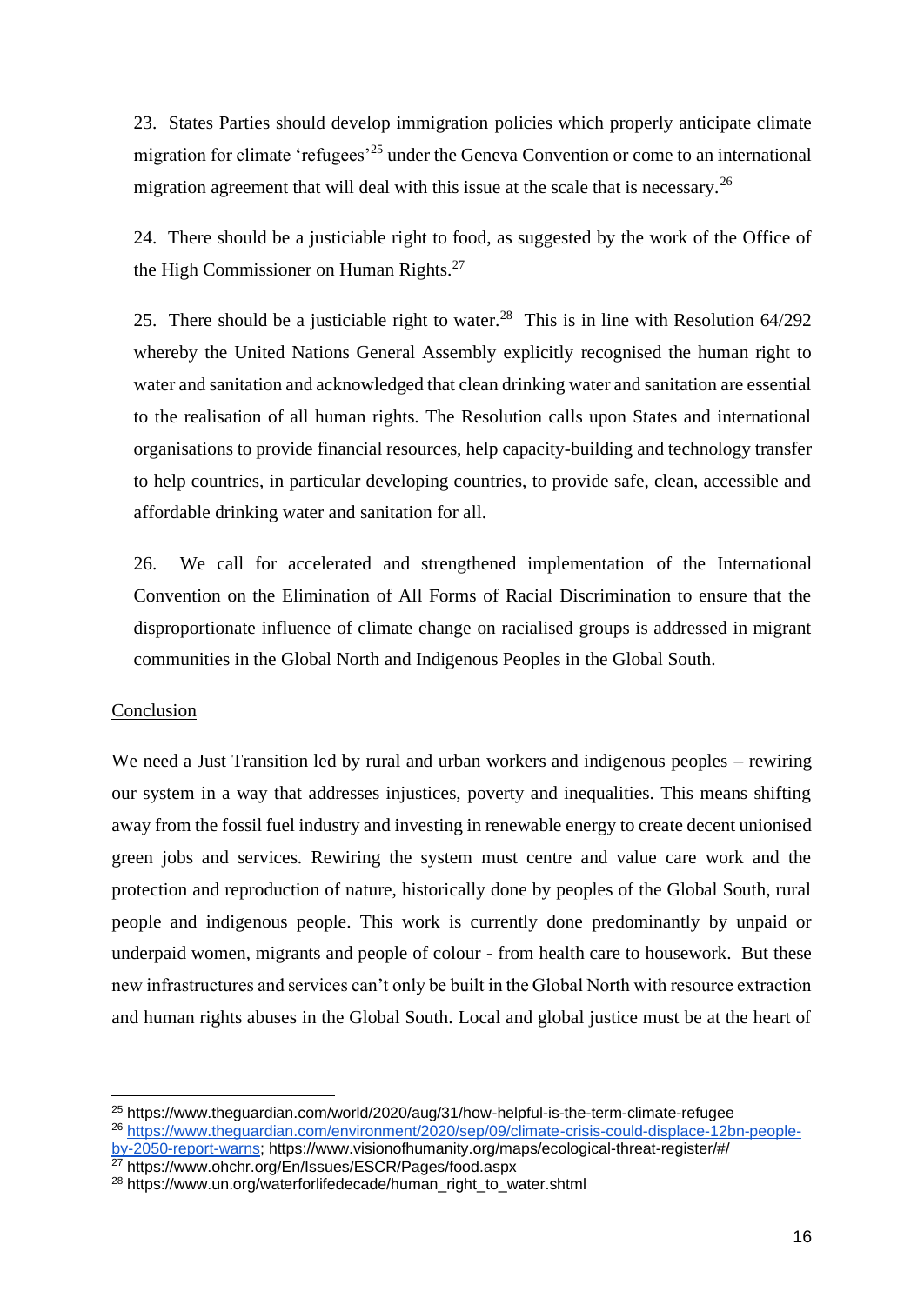23. States Parties should develop immigration policies which properly anticipate climate migration for climate 'refugees'[25] under the Geneva Convention or come to an international migration agreement that will deal with this issue at the scale that is necessary.[26]

24. There should be a justiciable right to food, as suggested by the work of the Office of the High Commissioner on Human Rights.[27]

25. There should be a justiciable right to water.[28] This is in line with Resolution 64/292 whereby the United Nations General Assembly explicitly recognised the human right to water and sanitation and acknowledged that clean drinking water and sanitation are essential to the realisation of all human rights. The Resolution calls upon States and international organisations to provide financial resources, help capacity-building and technology transfer to help countries, in particular developing countries, to provide safe, clean, accessible and affordable drinking water and sanitation for all.

26. We call for accelerated and strengthened implementation of the International Convention on the Elimination of All Forms of Racial Discrimination to ensure that the disproportionate influence of climate change on racialised groups is addressed in migrant communities in the Global North and Indigenous Peoples in the Global South.

## Conclusion

We need a Just Transition led by rural and urban workers and indigenous peoples – rewiring our system in a way that addresses injustices, poverty and inequalities. This means shifting away from the fossil fuel industry and investing in renewable energy to create decent unionised green jobs and services. Rewiring the system must centre and value care work and the protection and reproduction of nature, historically done by peoples of the Global South, rural people and indigenous people. This work is currently done predominantly by unpaid or underpaid women, migrants and people of colour - from health care to housework. But these new infrastructures and services can't only be built in the Global North with resource extraction and human rights abuses in the Global South. Local and global justice must be at the heart of

---

[25] https://www.theguardian.com/world/2020/aug/31/how-helpful-is-the-term-climate-refugee

[26] https://www.theguardian.com/environment/2020/sep/09/climate-crisis-could-displace-12bn-people-by-2050-report-warns; https://www.visionofhumanity.org/maps/ecological-threat-register/#/

[27] https://www.ohchr.org/En/Issues/ESCR/Pages/food.aspx

[28] https://www.un.org/waterforlifedecade/human_right_to_water.shtml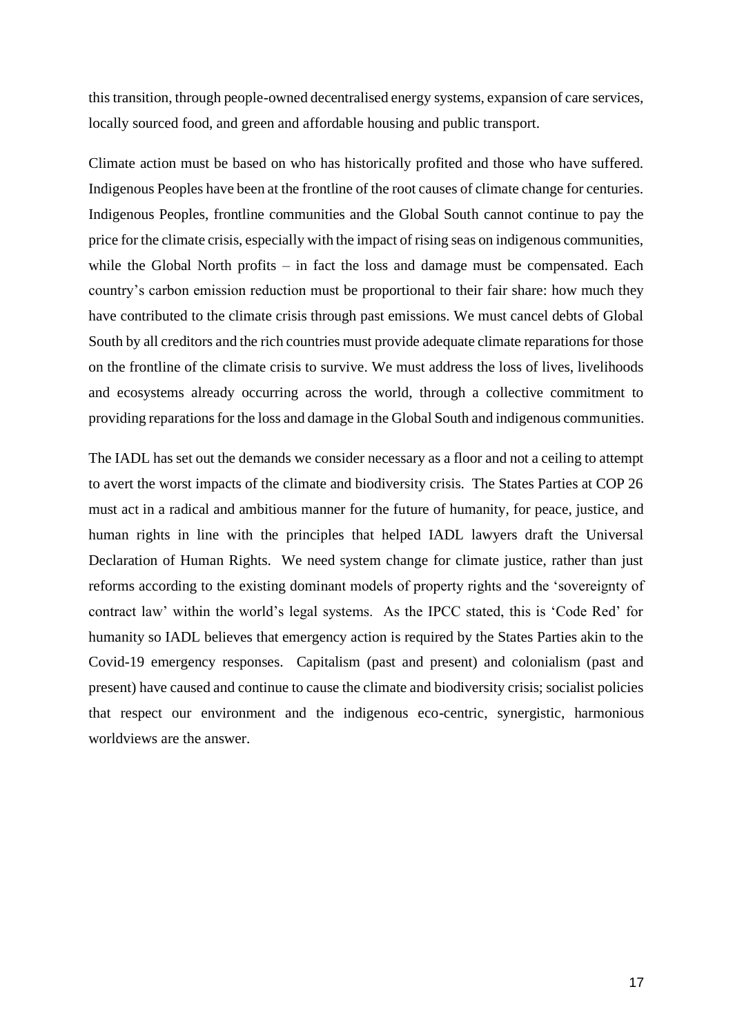this transition, through people-owned decentralised energy systems, expansion of care services, locally sourced food, and green and affordable housing and public transport.

Climate action must be based on who has historically profited and those who have suffered. Indigenous Peoples have been at the frontline of the root causes of climate change for centuries. Indigenous Peoples, frontline communities and the Global South cannot continue to pay the price for the climate crisis, especially with the impact of rising seas on indigenous communities, while the Global North profits – in fact the loss and damage must be compensated. Each country's carbon emission reduction must be proportional to their fair share: how much they have contributed to the climate crisis through past emissions. We must cancel debts of Global South by all creditors and the rich countries must provide adequate climate reparations for those on the frontline of the climate crisis to survive. We must address the loss of lives, livelihoods and ecosystems already occurring across the world, through a collective commitment to providing reparations for the loss and damage in the Global South and indigenous communities.

The IADL has set out the demands we consider necessary as a floor and not a ceiling to attempt to avert the worst impacts of the climate and biodiversity crisis. The States Parties at COP 26 must act in a radical and ambitious manner for the future of humanity, for peace, justice, and human rights in line with the principles that helped IADL lawyers draft the Universal Declaration of Human Rights. We need system change for climate justice, rather than just reforms according to the existing dominant models of property rights and the 'sovereignty of contract law' within the world's legal systems. As the IPCC stated, this is 'Code Red' for humanity so IADL believes that emergency action is required by the States Parties akin to the Covid-19 emergency responses. Capitalism (past and present) and colonialism (past and present) have caused and continue to cause the climate and biodiversity crisis; socialist policies that respect our environment and the indigenous eco-centric, synergistic, harmonious worldviews are the answer.